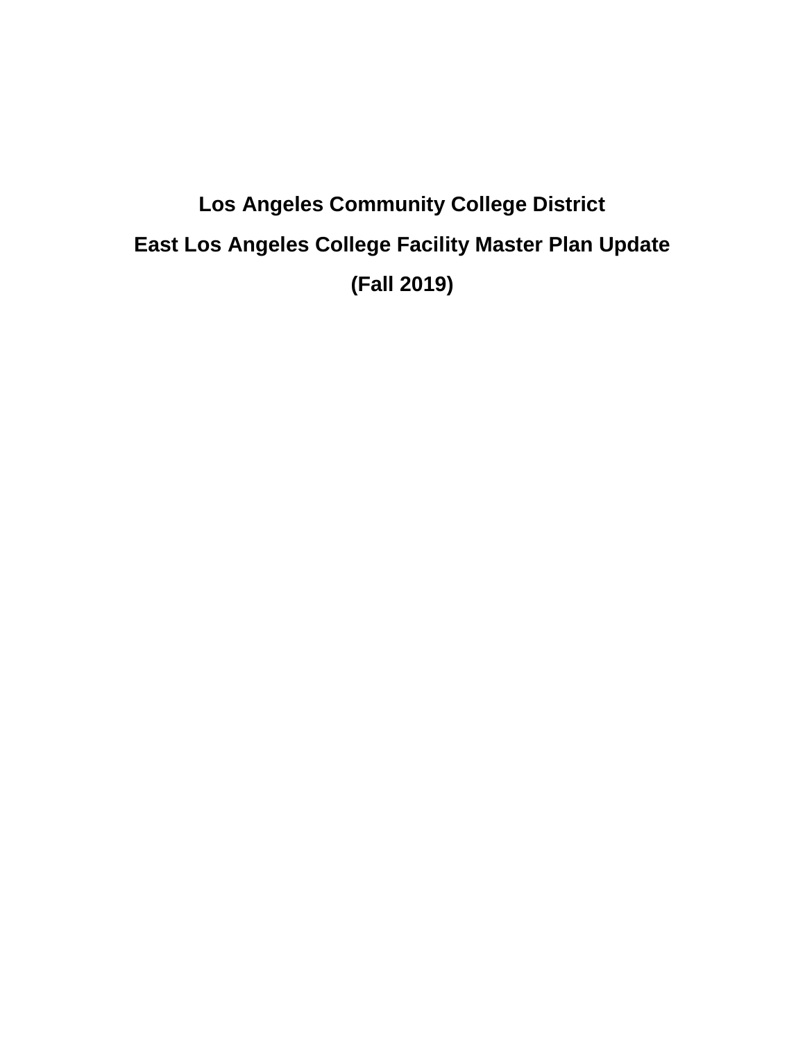# Los Angeles Community College District

# East Los Angeles College Facility Master Plan Update

# (Fall 2019)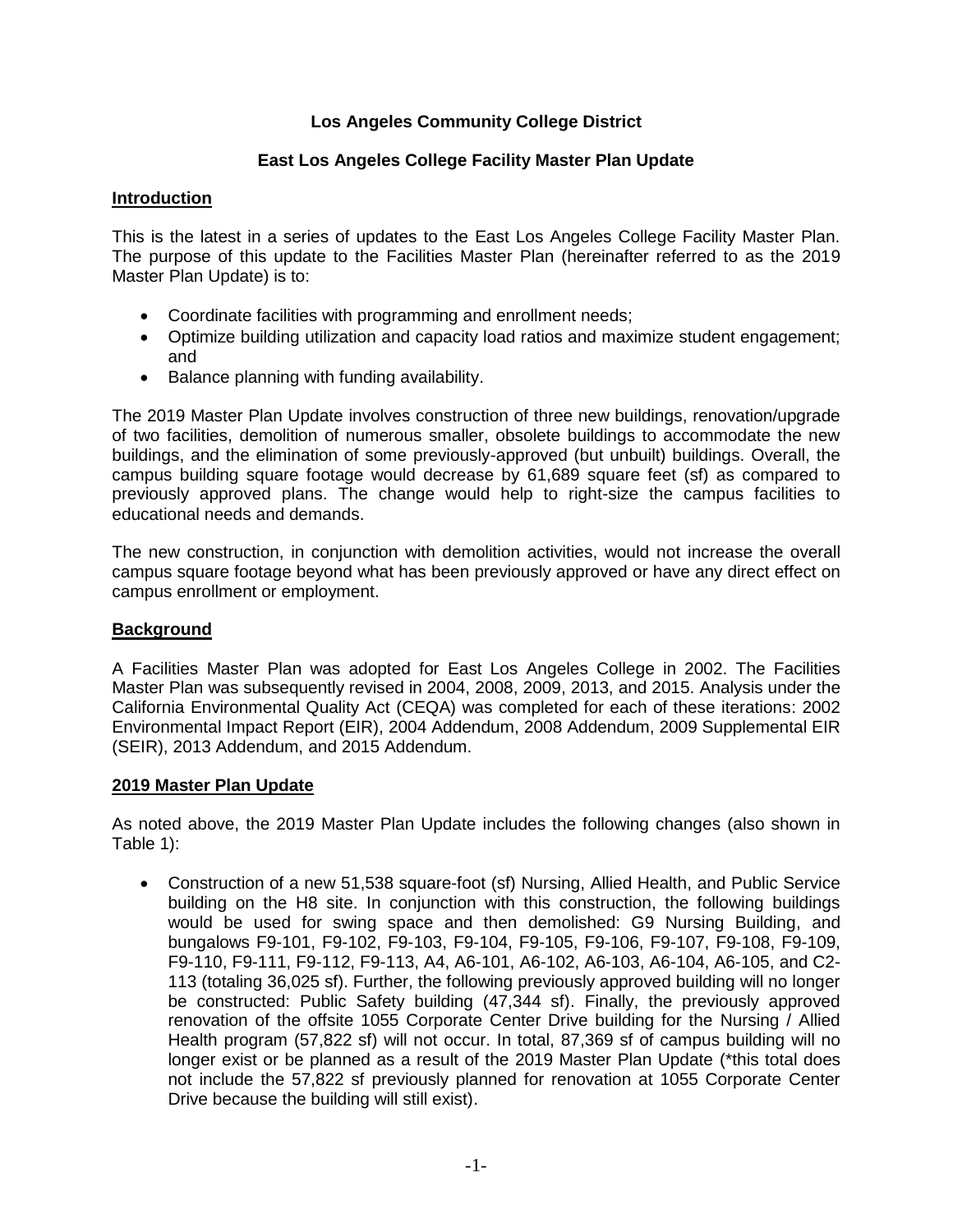**Los Angeles Community College District**

**East Los Angeles College Facility Master Plan Update**

## Introduction

This is the latest in a series of updates to the East Los Angeles College Facility Master Plan. The purpose of this update to the Facilities Master Plan (hereinafter referred to as the 2019 Master Plan Update) is to:

- Coordinate facilities with programming and enrollment needs;
- Optimize building utilization and capacity load ratios and maximize student engagement; and
- Balance planning with funding availability.

The 2019 Master Plan Update involves construction of three new buildings, renovation/upgrade of two facilities, demolition of numerous smaller, obsolete buildings to accommodate the new buildings, and the elimination of some previously-approved (but unbuilt) buildings. Overall, the campus building square footage would decrease by 61,689 square feet (sf) as compared to previously approved plans. The change would help to right-size the campus facilities to educational needs and demands.

The new construction, in conjunction with demolition activities, would not increase the overall campus square footage beyond what has been previously approved or have any direct effect on campus enrollment or employment.

## Background

A Facilities Master Plan was adopted for East Los Angeles College in 2002. The Facilities Master Plan was subsequently revised in 2004, 2008, 2009, 2013, and 2015. Analysis under the California Environmental Quality Act (CEQA) was completed for each of these iterations: 2002 Environmental Impact Report (EIR), 2004 Addendum, 2008 Addendum, 2009 Supplemental EIR (SEIR), 2013 Addendum, and 2015 Addendum.

## 2019 Master Plan Update

As noted above, the 2019 Master Plan Update includes the following changes (also shown in Table 1):

- Construction of a new 51,538 square-foot (sf) Nursing, Allied Health, and Public Service building on the H8 site. In conjunction with this construction, the following buildings would be used for swing space and then demolished: G9 Nursing Building, and bungalows F9-101, F9-102, F9-103, F9-104, F9-105, F9-106, F9-107, F9-108, F9-109, F9-110, F9-111, F9-112, F9-113, A4, A6-101, A6-102, A6-103, A6-104, A6-105, and C2-113 (totaling 36,025 sf). Further, the following previously approved building will no longer be constructed: Public Safety building (47,344 sf). Finally, the previously approved renovation of the offsite 1055 Corporate Center Drive building for the Nursing / Allied Health program (57,822 sf) will not occur. In total, 87,369 sf of campus building will no longer exist or be planned as a result of the 2019 Master Plan Update (*this total does not include the 57,822 sf previously planned for renovation at 1055 Corporate Center Drive because the building will still exist).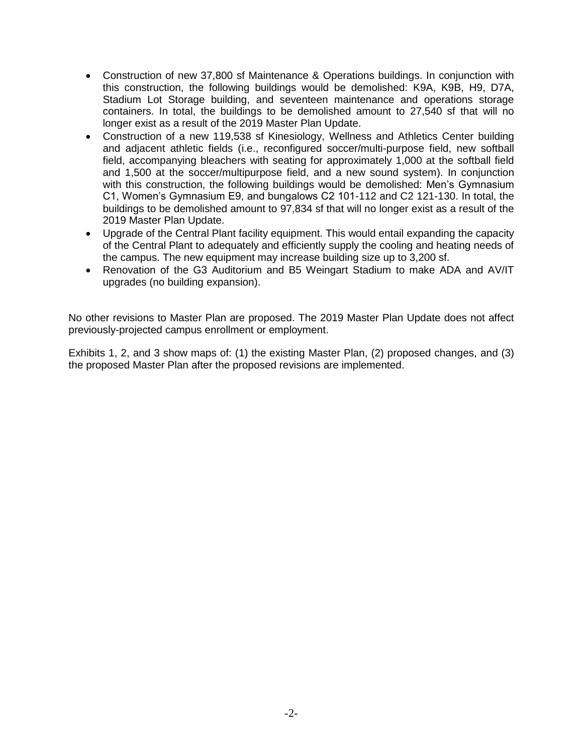- Construction of new 37,800 sf Maintenance & Operations buildings. In conjunction with this construction, the following buildings would be demolished: K9A, K9B, H9, D7A, Stadium Lot Storage building, and seventeen maintenance and operations storage containers. In total, the buildings to be demolished amount to 27,540 sf that will no longer exist as a result of the 2019 Master Plan Update.
- Construction of a new 119,538 sf Kinesiology, Wellness and Athletics Center building and adjacent athletic fields (i.e., reconfigured soccer/multi-purpose field, new softball field, accompanying bleachers with seating for approximately 1,000 at the softball field and 1,500 at the soccer/multipurpose field, and a new sound system). In conjunction with this construction, the following buildings would be demolished: Men's Gymnasium C1, Women's Gymnasium E9, and bungalows C2 101-112 and C2 121-130. In total, the buildings to be demolished amount to 97,834 sf that will no longer exist as a result of the 2019 Master Plan Update.
- Upgrade of the Central Plant facility equipment. This would entail expanding the capacity of the Central Plant to adequately and efficiently supply the cooling and heating needs of the campus. The new equipment may increase building size up to 3,200 sf.
- Renovation of the G3 Auditorium and B5 Weingart Stadium to make ADA and AV/IT upgrades (no building expansion).

No other revisions to Master Plan are proposed. The 2019 Master Plan Update does not affect previously-projected campus enrollment or employment.

Exhibits 1, 2, and 3 show maps of: (1) the existing Master Plan, (2) proposed changes, and (3) the proposed Master Plan after the proposed revisions are implemented.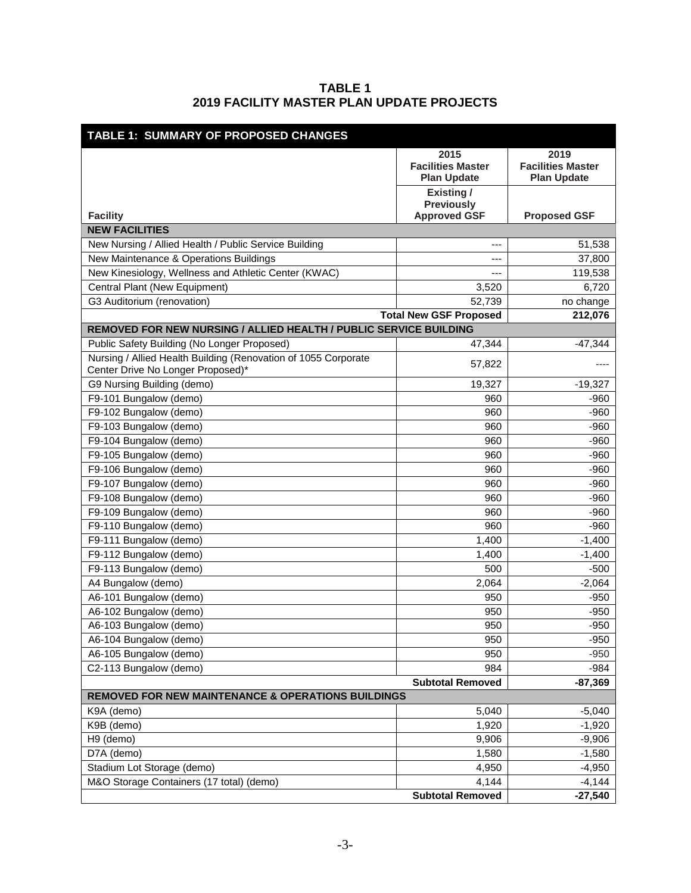**TABLE 1**
**2019 FACILITY MASTER PLAN UPDATE PROJECTS**

| TABLE 1: SUMMARY OF PROPOSED CHANGES | | |
|---|---|---|
| | **2015 Facilities Master Plan Update** | **2019 Facilities Master Plan Update** |
| **Facility** | **Existing / Previously Approved GSF** | **Proposed GSF** |
| **NEW FACILITIES** | | |
| New Nursing / Allied Health / Public Service Building | --- | 51,538 |
| New Maintenance & Operations Buildings | --- | 37,800 |
| New Kinesiology, Wellness and Athletic Center (KWAC) | --- | 119,538 |
| Central Plant (New Equipment) | 3,520 | 6,720 |
| G3 Auditorium (renovation) | 52,739 | no change |
| | **Total New GSF Proposed** | **212,076** |
| **REMOVED FOR NEW NURSING / ALLIED HEALTH / PUBLIC SERVICE BUILDING** | | |
| Public Safety Building (No Longer Proposed) | 47,344 | -47,344 |
| Nursing / Allied Health Building (Renovation of 1055 Corporate Center Drive No Longer Proposed)* | 57,822 | ---- |
| G9 Nursing Building (demo) | 19,327 | -19,327 |
| F9-101 Bungalow (demo) | 960 | -960 |
| F9-102 Bungalow (demo) | 960 | -960 |
| F9-103 Bungalow (demo) | 960 | -960 |
| F9-104 Bungalow (demo) | 960 | -960 |
| F9-105 Bungalow (demo) | 960 | -960 |
| F9-106 Bungalow (demo) | 960 | -960 |
| F9-107 Bungalow (demo) | 960 | -960 |
| F9-108 Bungalow (demo) | 960 | -960 |
| F9-109 Bungalow (demo) | 960 | -960 |
| F9-110 Bungalow (demo) | 960 | -960 |
| F9-111 Bungalow (demo) | 1,400 | -1,400 |
| F9-112 Bungalow (demo) | 1,400 | -1,400 |
| F9-113 Bungalow (demo) | 500 | -500 |
| A4 Bungalow (demo) | 2,064 | -2,064 |
| A6-101 Bungalow (demo) | 950 | -950 |
| A6-102 Bungalow (demo) | 950 | -950 |
| A6-103 Bungalow (demo) | 950 | -950 |
| A6-104 Bungalow (demo) | 950 | -950 |
| A6-105 Bungalow (demo) | 950 | -950 |
| C2-113 Bungalow (demo) | 984 | -984 |
| | **Subtotal Removed** | **-87,369** |
| **REMOVED FOR NEW MAINTENANCE & OPERATIONS BUILDINGS** | | |
| K9A (demo) | 5,040 | -5,040 |
| K9B (demo) | 1,920 | -1,920 |
| H9 (demo) | 9,906 | -9,906 |
| D7A (demo) | 1,580 | -1,580 |
| Stadium Lot Storage (demo) | 4,950 | -4,950 |
| M&O Storage Containers (17 total) (demo) | 4,144 | -4,144 |
| | **Subtotal Removed** | **-27,540** |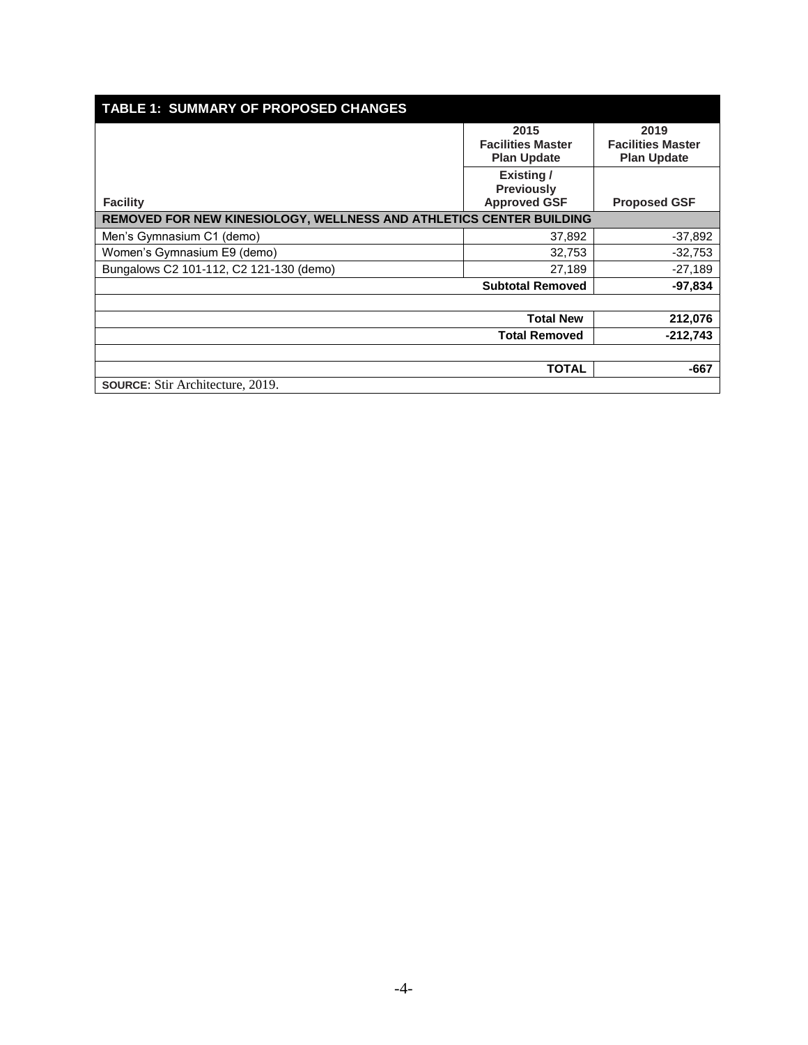| TABLE 1: SUMMARY OF PROPOSED CHANGES | | |
|---|---|---|
| | 2015 Facilities Master Plan Update | 2019 Facilities Master Plan Update |
| Facility | Existing / Previously Approved GSF | Proposed GSF |
| **REMOVED FOR NEW KINESIOLOGY, WELLNESS AND ATHLETICS CENTER BUILDING** | | |
| Men's Gymnasium C1 (demo) | 37,892 | -37,892 |
| Women's Gymnasium E9 (demo) | 32,753 | -32,753 |
| Bungalows C2 101-112, C2 121-130 (demo) | 27,189 | -27,189 |
| | **Subtotal Removed** | **-97,834** |
| | | |
| | **Total New** | **212,076** |
| | **Total Removed** | **-212,743** |
| | | |
| | **TOTAL** | **-667** |

**SOURCE**: Stir Architecture, 2019.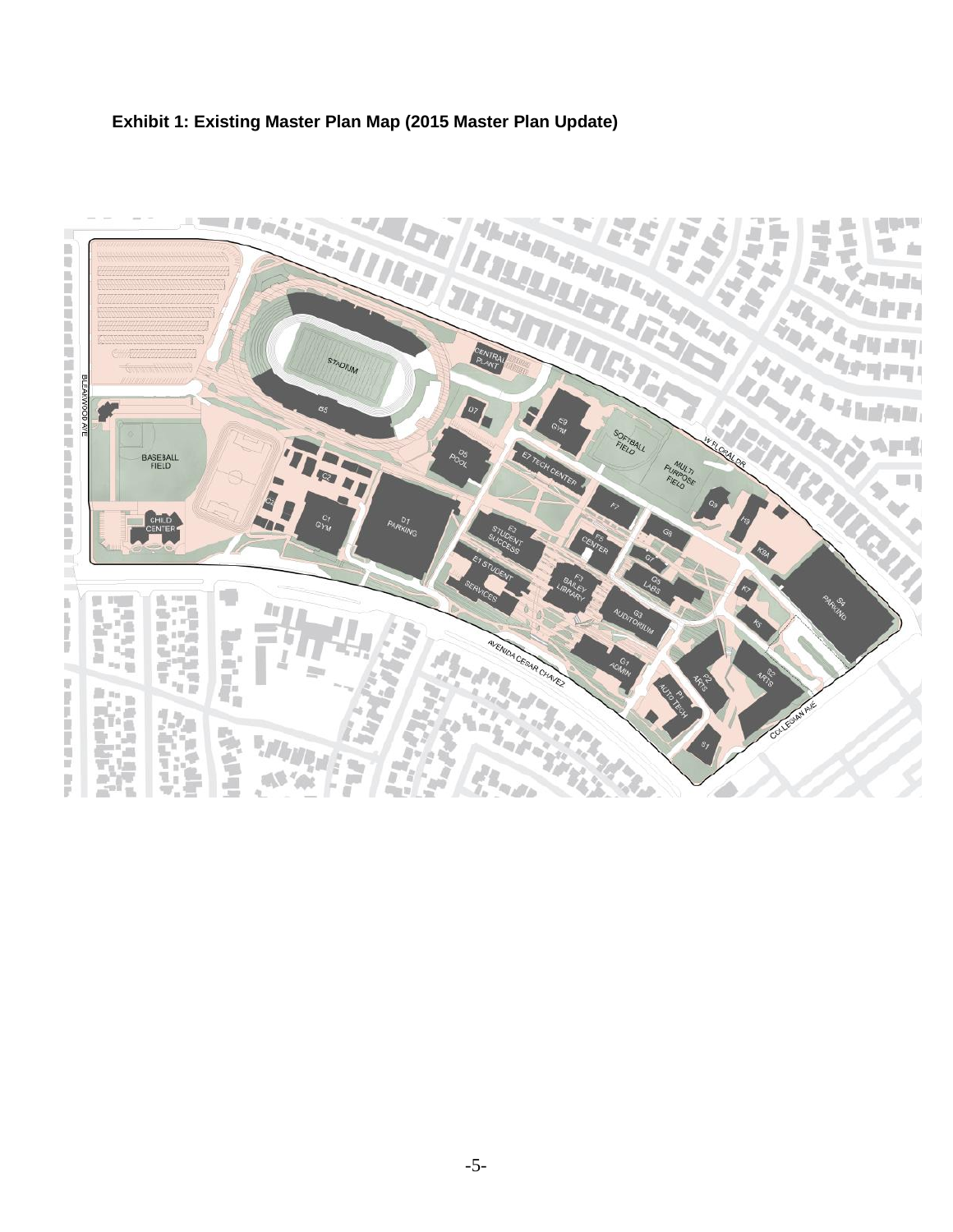**Exhibit 1: Existing Master Plan Map (2015 Master Plan Update)**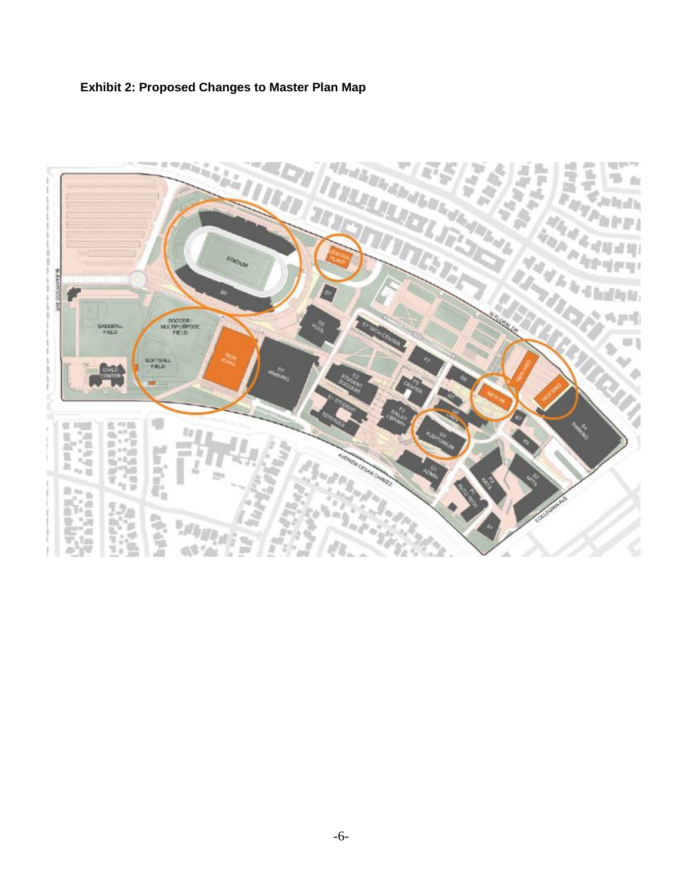**Exhibit 2: Proposed Changes to Master Plan Map**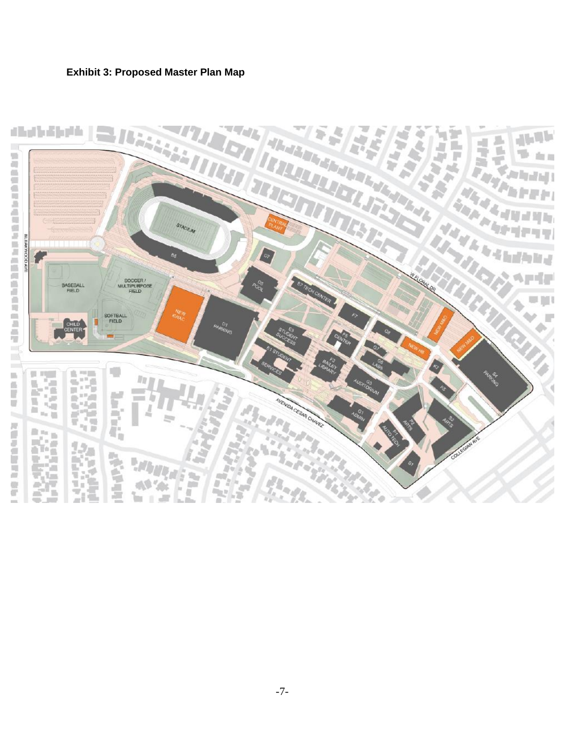**Exhibit 3: Proposed Master Plan Map**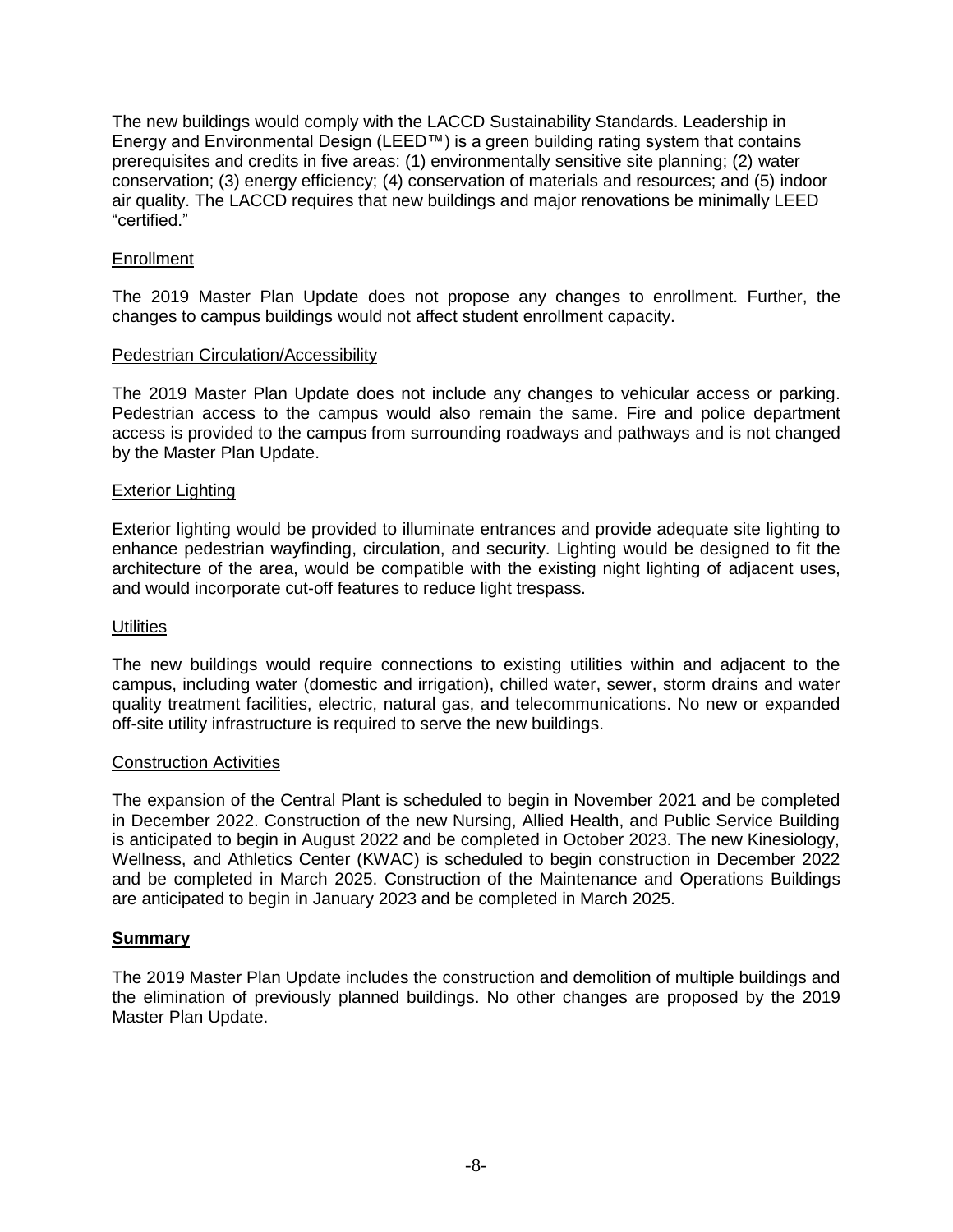The new buildings would comply with the LACCD Sustainability Standards. Leadership in Energy and Environmental Design (LEED™) is a green building rating system that contains prerequisites and credits in five areas: (1) environmentally sensitive site planning; (2) water conservation; (3) energy efficiency; (4) conservation of materials and resources; and (5) indoor air quality. The LACCD requires that new buildings and major renovations be minimally LEED "certified."

### Enrollment

The 2019 Master Plan Update does not propose any changes to enrollment. Further, the changes to campus buildings would not affect student enrollment capacity.

### Pedestrian Circulation/Accessibility

The 2019 Master Plan Update does not include any changes to vehicular access or parking. Pedestrian access to the campus would also remain the same. Fire and police department access is provided to the campus from surrounding roadways and pathways and is not changed by the Master Plan Update.

### Exterior Lighting

Exterior lighting would be provided to illuminate entrances and provide adequate site lighting to enhance pedestrian wayfinding, circulation, and security. Lighting would be designed to fit the architecture of the area, would be compatible with the existing night lighting of adjacent uses, and would incorporate cut-off features to reduce light trespass.

### Utilities

The new buildings would require connections to existing utilities within and adjacent to the campus, including water (domestic and irrigation), chilled water, sewer, storm drains and water quality treatment facilities, electric, natural gas, and telecommunications. No new or expanded off-site utility infrastructure is required to serve the new buildings.

### Construction Activities

The expansion of the Central Plant is scheduled to begin in November 2021 and be completed in December 2022. Construction of the new Nursing, Allied Health, and Public Service Building is anticipated to begin in August 2022 and be completed in October 2023. The new Kinesiology, Wellness, and Athletics Center (KWAC) is scheduled to begin construction in December 2022 and be completed in March 2025. Construction of the Maintenance and Operations Buildings are anticipated to begin in January 2023 and be completed in March 2025.

## Summary

The 2019 Master Plan Update includes the construction and demolition of multiple buildings and the elimination of previously planned buildings. No other changes are proposed by the 2019 Master Plan Update.